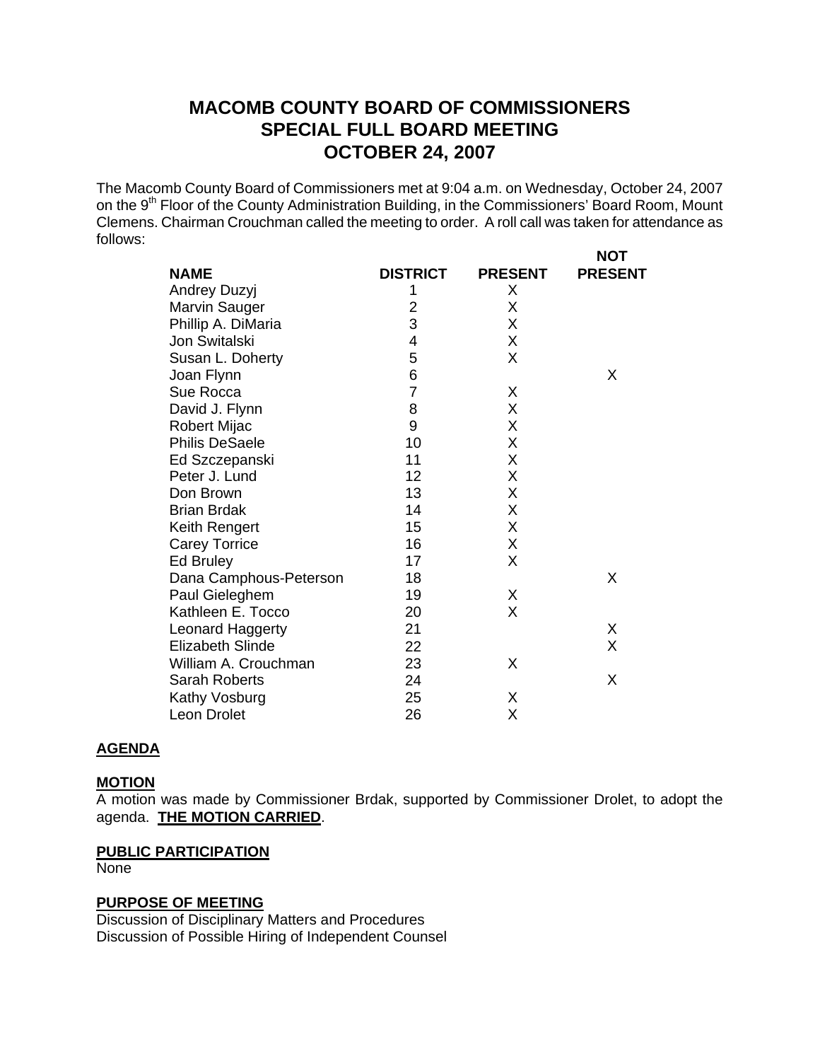# MACOMB COUNTY BOARD OF COMMISSIONERS
# SPECIAL FULL BOARD MEETING
# OCTOBER 24, 2007

The Macomb County Board of Commissioners met at 9:04 a.m. on Wednesday, October 24, 2007 on the 9th Floor of the County Administration Building, in the Commissioners' Board Room, Mount Clemens. Chairman Crouchman called the meeting to order. A roll call was taken for attendance as follows:

| NAME | DISTRICT | PRESENT | NOT PRESENT |
|---|---|---|---|
| Andrey Duzyj | 1 | X | |
| Marvin Sauger | 2 | X | |
| Phillip A. DiMaria | 3 | X | |
| Jon Switalski | 4 | X | |
| Susan L. Doherty | 5 | X | |
| Joan Flynn | 6 | | X |
| Sue Rocca | 7 | X | |
| David J. Flynn | 8 | X | |
| Robert Mijac | 9 | X | |
| Philis DeSaele | 10 | X | |
| Ed Szczepanski | 11 | X | |
| Peter J. Lund | 12 | X | |
| Don Brown | 13 | X | |
| Brian Brdak | 14 | X | |
| Keith Rengert | 15 | X | |
| Carey Torrice | 16 | X | |
| Ed Bruley | 17 | X | |
| Dana Camphous-Peterson | 18 | | X |
| Paul Gieleghem | 19 | X | |
| Kathleen E. Tocco | 20 | X | |
| Leonard Haggerty | 21 | | X |
| Elizabeth Slinde | 22 | | X |
| William A. Crouchman | 23 | X | |
| Sarah Roberts | 24 | | X |
| Kathy Vosburg | 25 | X | |
| Leon Drolet | 26 | X | |

**AGENDA**

**MOTION**
A motion was made by Commissioner Brdak, supported by Commissioner Drolet, to adopt the agenda. **THE MOTION CARRIED**.

**PUBLIC PARTICIPATION**
None

**PURPOSE OF MEETING**
Discussion of Disciplinary Matters and Procedures
Discussion of Possible Hiring of Independent Counsel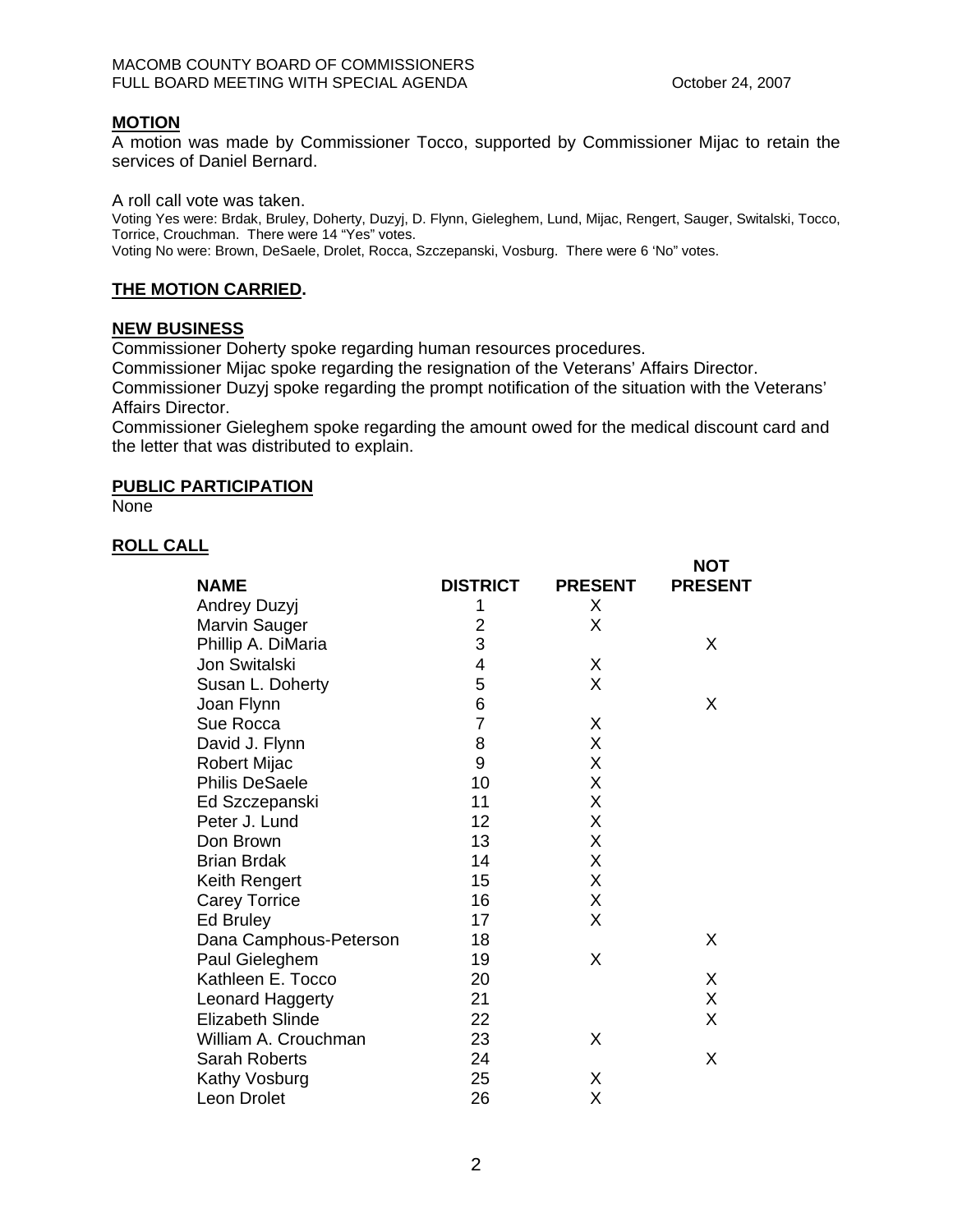**MOTION**

A motion was made by Commissioner Tocco, supported by Commissioner Mijac to retain the services of Daniel Bernard.

A roll call vote was taken.

Voting Yes were: Brdak, Bruley, Doherty, Duzyj, D. Flynn, Gieleghem, Lund, Mijac, Rengert, Sauger, Switalski, Tocco, Torrice, Crouchman. There were 14 "Yes" votes.

Voting No were: Brown, DeSaele, Drolet, Rocca, Szczepanski, Vosburg. There were 6 'No" votes.

**THE MOTION CARRIED.**

**NEW BUSINESS**

Commissioner Doherty spoke regarding human resources procedures.

Commissioner Mijac spoke regarding the resignation of the Veterans' Affairs Director.

Commissioner Duzyj spoke regarding the prompt notification of the situation with the Veterans' Affairs Director.

Commissioner Gieleghem spoke regarding the amount owed for the medical discount card and the letter that was distributed to explain.

**PUBLIC PARTICIPATION**

None

**ROLL CALL**

| NAME | DISTRICT | PRESENT | NOT PRESENT |
|---|---|---|---|
| Andrey Duzyj | 1 | X | |
| Marvin Sauger | 2 | X | |
| Phillip A. DiMaria | 3 | | X |
| Jon Switalski | 4 | X | |
| Susan L. Doherty | 5 | X | |
| Joan Flynn | 6 | | X |
| Sue Rocca | 7 | X | |
| David J. Flynn | 8 | X | |
| Robert Mijac | 9 | X | |
| Philis DeSaele | 10 | X | |
| Ed Szczepanski | 11 | X | |
| Peter J. Lund | 12 | X | |
| Don Brown | 13 | X | |
| Brian Brdak | 14 | X | |
| Keith Rengert | 15 | X | |
| Carey Torrice | 16 | X | |
| Ed Bruley | 17 | X | |
| Dana Camphous-Peterson | 18 | | X |
| Paul Gieleghem | 19 | X | |
| Kathleen E. Tocco | 20 | | X |
| Leonard Haggerty | 21 | | X |
| Elizabeth Slinde | 22 | | X |
| William A. Crouchman | 23 | X | |
| Sarah Roberts | 24 | | X |
| Kathy Vosburg | 25 | X | |
| Leon Drolet | 26 | X | |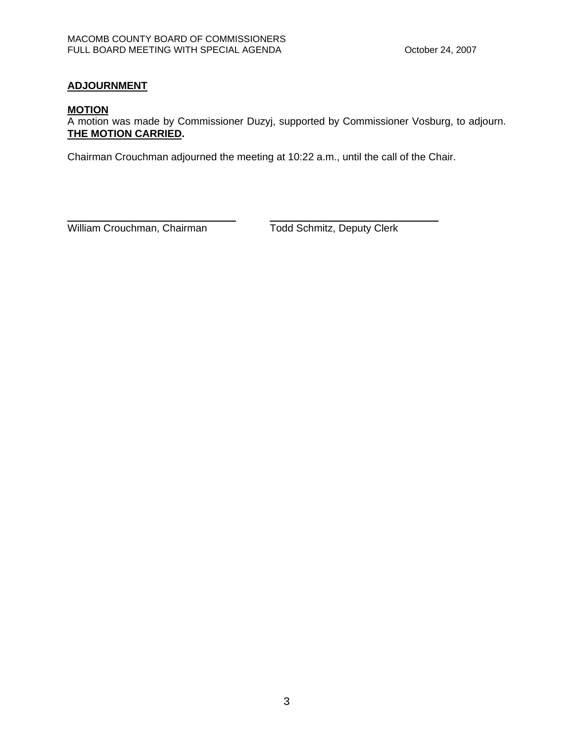**ADJOURNMENT**

**MOTION**

A motion was made by Commissioner Duzyj, supported by Commissioner Vosburg, to adjourn. **THE MOTION CARRIED.**

Chairman Crouchman adjourned the meeting at 10:22 a.m., until the call of the Chair.

| | |
|---|---|
| \_\_\_\_\_\_\_\_\_\_\_\_\_\_\_\_\_\_\_\_\_\_\_\_\_\_\_\_ | \_\_\_\_\_\_\_\_\_\_\_\_\_\_\_\_\_\_\_\_\_\_\_\_\_\_\_\_ |
| William Crouchman, Chairman | Todd Schmitz, Deputy Clerk |